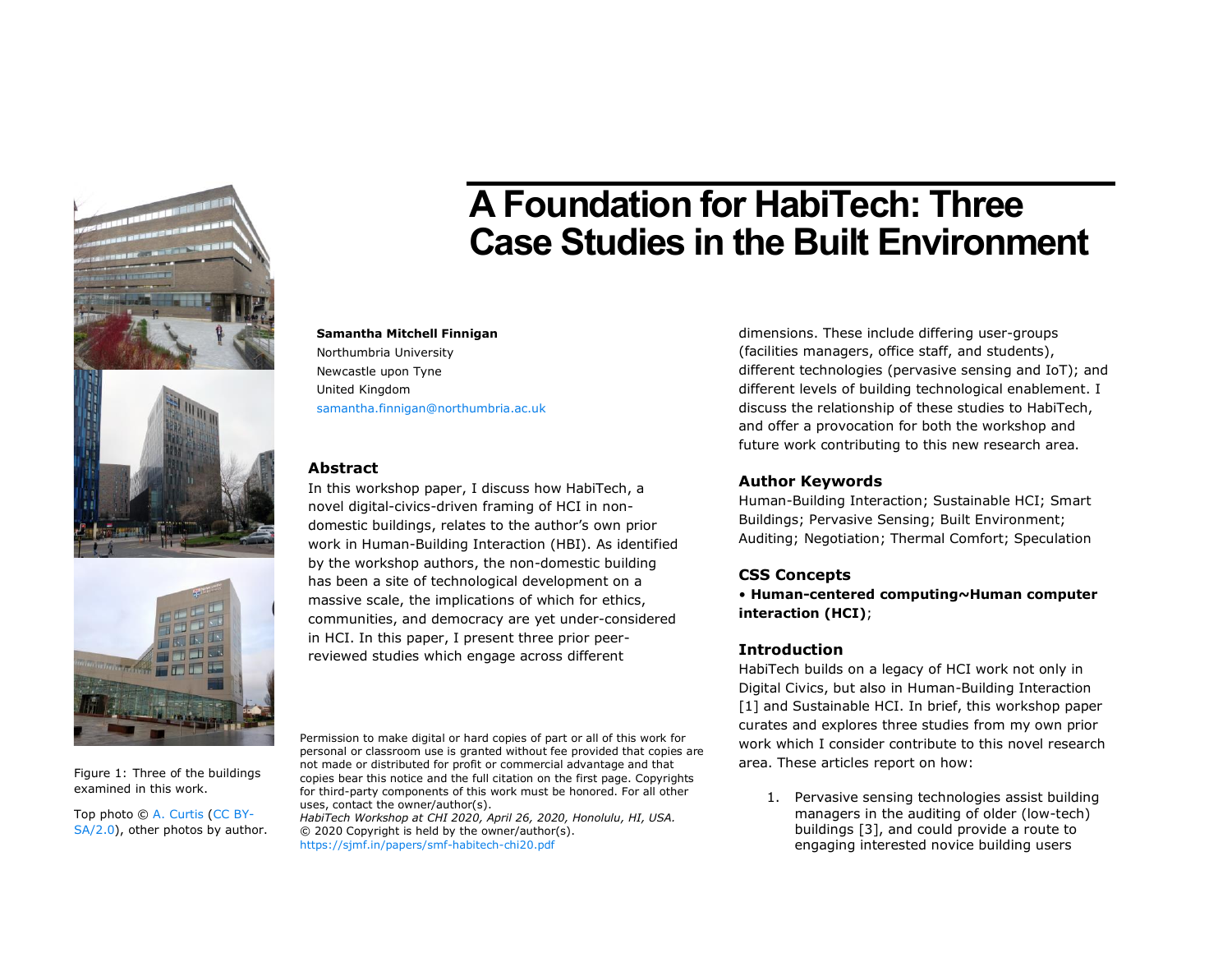# A Foundation for HabiTech: Three Case Studies in the Built Environment

**Samantha Mitchell Finnigan**
Northumbria University
Newcastle upon Tyne
United Kingdom
samantha.finnigan@northumbria.ac.uk

Figure 1: Three of the buildings examined in this work.

Top photo © A. Curtis (CC BY-SA/2.0), other photos by author.

## Abstract

In this workshop paper, I discuss how HabiTech, a novel digital-civics-driven framing of HCI in non-domestic buildings, relates to the author's own prior work in Human-Building Interaction (HBI). As identified by the workshop authors, the non-domestic building has been a site of technological development on a massive scale, the implications of which for ethics, communities, and democracy are yet under-considered in HCI. In this paper, I present three prior peer-reviewed studies which engage across different dimensions. These include differing user-groups (facilities managers, office staff, and students), different technologies (pervasive sensing and IoT); and different levels of building technological enablement. I discuss the relationship of these studies to HabiTech, and offer a provocation for both the workshop and future work contributing to this new research area.

Permission to make digital or hard copies of part or all of this work for personal or classroom use is granted without fee provided that copies are not made or distributed for profit or commercial advantage and that copies bear this notice and the full citation on the first page. Copyrights for third-party components of this work must be honored. For all other uses, contact the owner/author(s).
*HabiTech Workshop at CHI 2020, April 26, 2020, Honolulu, HI, USA.*
© 2020 Copyright is held by the owner/author(s).
https://sjmf.in/papers/smf-habitech-chi20.pdf

## Author Keywords

Human-Building Interaction; Sustainable HCI; Smart Buildings; Pervasive Sensing; Built Environment; Auditing; Negotiation; Thermal Comfort; Speculation

## CSS Concepts

• **Human-centered computing~Human computer interaction (HCI)**;

## Introduction

HabiTech builds on a legacy of HCI work not only in Digital Civics, but also in Human-Building Interaction [1] and Sustainable HCI. In brief, this workshop paper curates and explores three studies from my own prior work which I consider contribute to this novel research area. These articles report on how:

1. Pervasive sensing technologies assist building managers in the auditing of older (low-tech) buildings [3], and could provide a route to engaging interested novice building users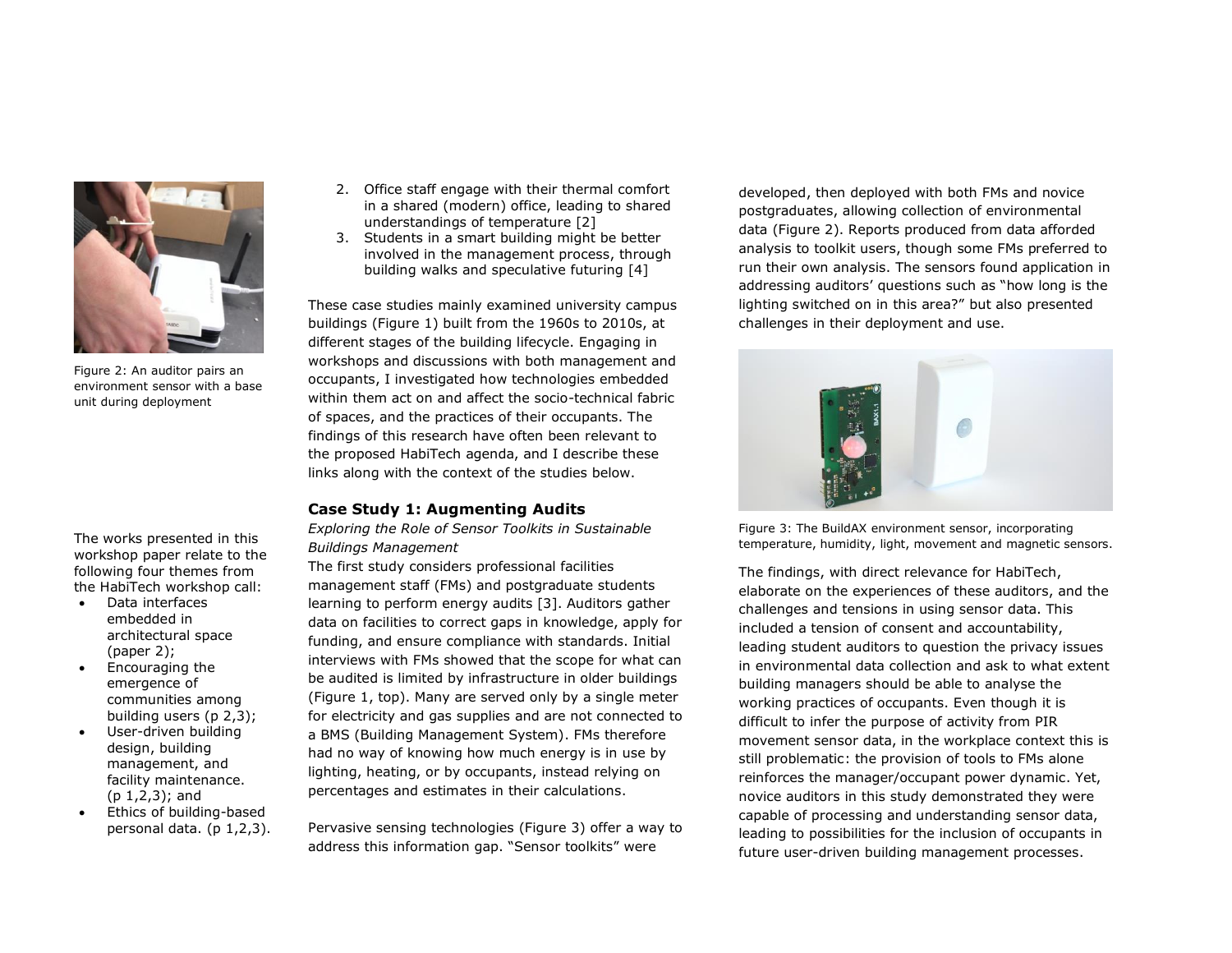Figure 2: An auditor pairs an environment sensor with a base unit during deployment

The works presented in this workshop paper relate to the following four themes from the HabiTech workshop call:

- Data interfaces embedded in architectural space (paper 2);
- Encouraging the emergence of communities among building users (p 2,3);
- User-driven building design, building management, and facility maintenance. (p 1,2,3); and
- Ethics of building-based personal data. (p 1,2,3).

2. Office staff engage with their thermal comfort in a shared (modern) office, leading to shared understandings of temperature [2]
3. Students in a smart building might be better involved in the management process, through building walks and speculative futuring [4]

These case studies mainly examined university campus buildings (Figure 1) built from the 1960s to 2010s, at different stages of the building lifecycle. Engaging in workshops and discussions with both management and occupants, I investigated how technologies embedded within them act on and affect the socio-technical fabric of spaces, and the practices of their occupants. The findings of this research have often been relevant to the proposed HabiTech agenda, and I describe these links along with the context of the studies below.

## Case Study 1: Augmenting Audits

*Exploring the Role of Sensor Toolkits in Sustainable Buildings Management*

The first study considers professional facilities management staff (FMs) and postgraduate students learning to perform energy audits [3]. Auditors gather data on facilities to correct gaps in knowledge, apply for funding, and ensure compliance with standards. Initial interviews with FMs showed that the scope for what can be audited is limited by infrastructure in older buildings (Figure 1, top). Many are served only by a single meter for electricity and gas supplies and are not connected to a BMS (Building Management System). FMs therefore had no way of knowing how much energy is in use by lighting, heating, or by occupants, instead relying on percentages and estimates in their calculations.

Pervasive sensing technologies (Figure 3) offer a way to address this information gap. "Sensor toolkits" were developed, then deployed with both FMs and novice postgraduates, allowing collection of environmental data (Figure 2). Reports produced from data afforded analysis to toolkit users, though some FMs preferred to run their own analysis. The sensors found application in addressing auditors' questions such as "how long is the lighting switched on in this area?" but also presented challenges in their deployment and use.

Figure 3: The BuildAX environment sensor, incorporating temperature, humidity, light, movement and magnetic sensors.

The findings, with direct relevance for HabiTech, elaborate on the experiences of these auditors, and the challenges and tensions in using sensor data. This included a tension of consent and accountability, leading student auditors to question the privacy issues in environmental data collection and ask to what extent building managers should be able to analyse the working practices of occupants. Even though it is difficult to infer the purpose of activity from PIR movement sensor data, in the workplace context this is still problematic: the provision of tools to FMs alone reinforces the manager/occupant power dynamic. Yet, novice auditors in this study demonstrated they were capable of processing and understanding sensor data, leading to possibilities for the inclusion of occupants in future user-driven building management processes.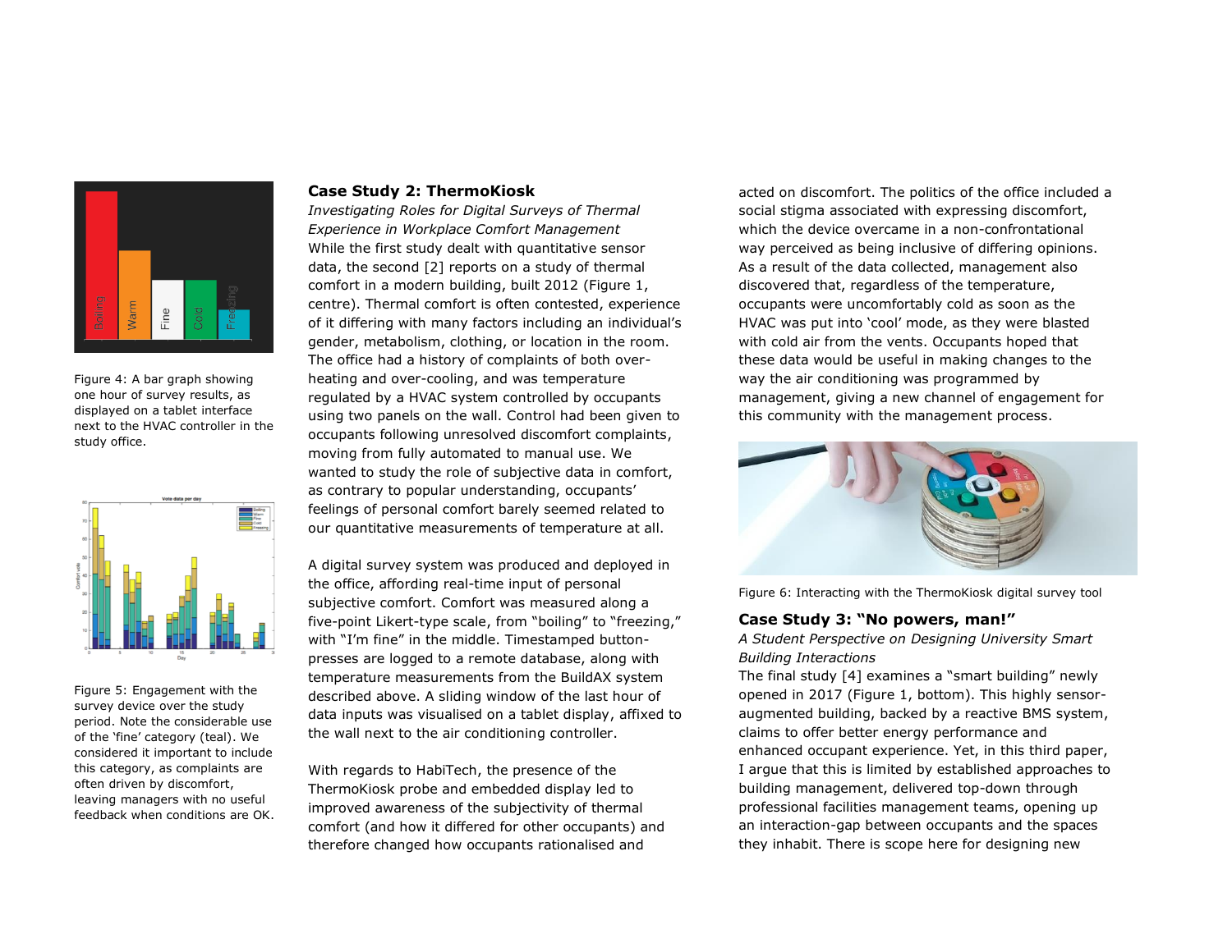Figure 4: A bar graph showing one hour of survey results, as displayed on a tablet interface next to the HVAC controller in the study office.

Figure 5: Engagement with the survey device over the study period. Note the considerable use of the 'fine' category (teal). We considered it important to include this category, as complaints are often driven by discomfort, leaving managers with no useful feedback when conditions are OK.

### Case Study 2: ThermoKiosk

*Investigating Roles for Digital Surveys of Thermal Experience in Workplace Comfort Management*

While the first study dealt with quantitative sensor data, the second [2] reports on a study of thermal comfort in a modern building, built 2012 (Figure 1, centre). Thermal comfort is often contested, experience of it differing with many factors including an individual's gender, metabolism, clothing, or location in the room. The office had a history of complaints of both over-heating and over-cooling, and was temperature regulated by a HVAC system controlled by occupants using two panels on the wall. Control had been given to occupants following unresolved discomfort complaints, moving from fully automated to manual use. We wanted to study the role of subjective data in comfort, as contrary to popular understanding, occupants' feelings of personal comfort barely seemed related to our quantitative measurements of temperature at all.

A digital survey system was produced and deployed in the office, affording real-time input of personal subjective comfort. Comfort was measured along a five-point Likert-type scale, from "boiling" to "freezing," with "I'm fine" in the middle. Timestamped button-presses are logged to a remote database, along with temperature measurements from the BuildAX system described above. A sliding window of the last hour of data inputs was visualised on a tablet display, affixed to the wall next to the air conditioning controller.

With regards to HabiTech, the presence of the ThermoKiosk probe and embedded display led to improved awareness of the subjectivity of thermal comfort (and how it differed for other occupants) and therefore changed how occupants rationalised and acted on discomfort. The politics of the office included a social stigma associated with expressing discomfort, which the device overcame in a non-confrontational way perceived as being inclusive of differing opinions. As a result of the data collected, management also discovered that, regardless of the temperature, occupants were uncomfortably cold as soon as the HVAC was put into 'cool' mode, as they were blasted with cold air from the vents. Occupants hoped that these data would be useful in making changes to the way the air conditioning was programmed by management, giving a new channel of engagement for this community with the management process.

Figure 6: Interacting with the ThermoKiosk digital survey tool

### Case Study 3: "No powers, man!"

*A Student Perspective on Designing University Smart Building Interactions*

The final study [4] examines a "smart building" newly opened in 2017 (Figure 1, bottom). This highly sensor-augmented building, backed by a reactive BMS system, claims to offer better energy performance and enhanced occupant experience. Yet, in this third paper, I argue that this is limited by established approaches to building management, delivered top-down through professional facilities management teams, opening up an interaction-gap between occupants and the spaces they inhabit. There is scope here for designing new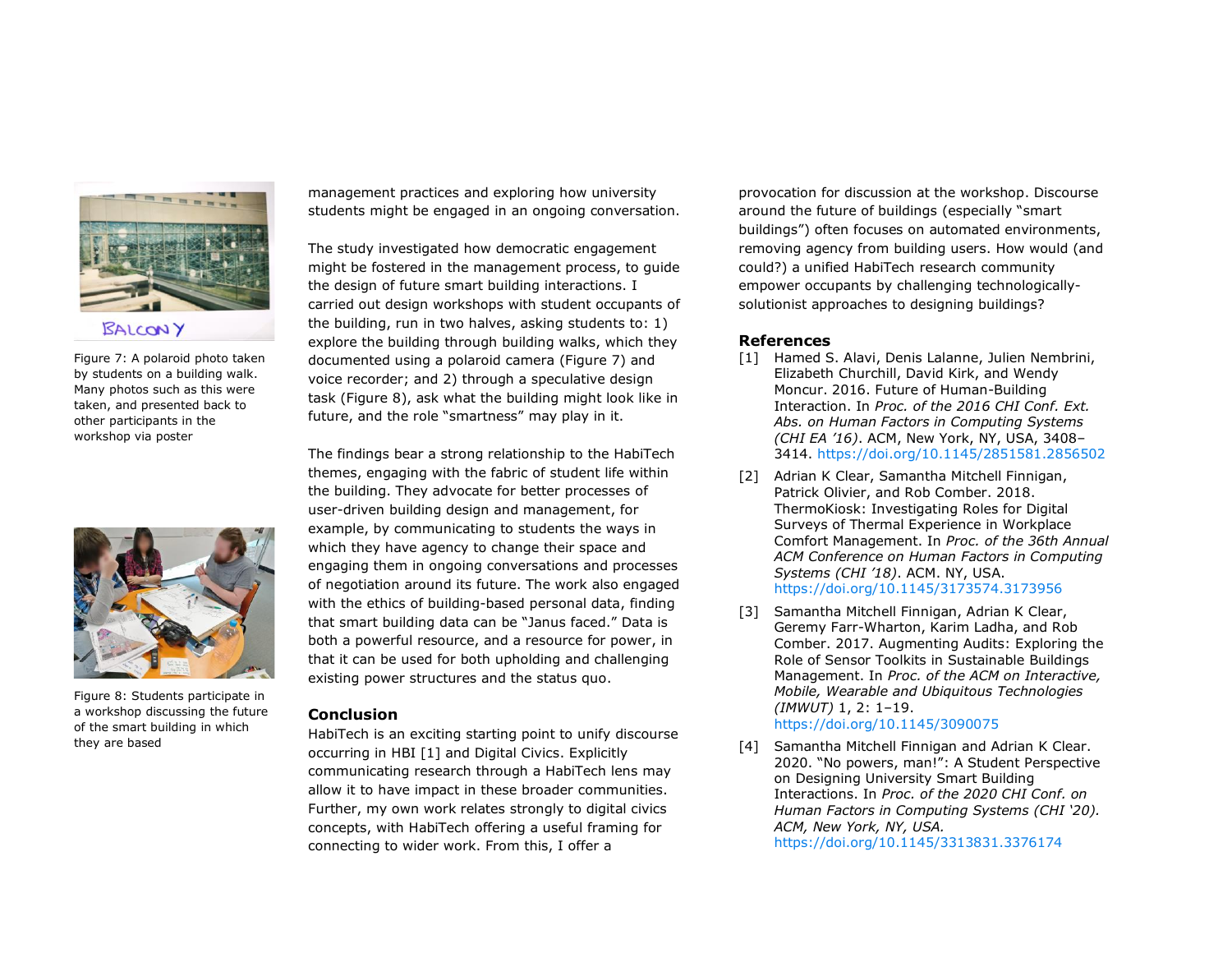Figure 7: A polaroid photo taken by students on a building walk. Many photos such as this were taken, and presented back to other participants in the workshop via poster

Figure 8: Students participate in a workshop discussing the future of the smart building in which they are based

management practices and exploring how university students might be engaged in an ongoing conversation.

The study investigated how democratic engagement might be fostered in the management process, to guide the design of future smart building interactions. I carried out design workshops with student occupants of the building, run in two halves, asking students to: 1) explore the building through building walks, which they documented using a polaroid camera (Figure 7) and voice recorder; and 2) through a speculative design task (Figure 8), ask what the building might look like in future, and the role "smartness" may play in it.

The findings bear a strong relationship to the HabiTech themes, engaging with the fabric of student life within the building. They advocate for better processes of user-driven building design and management, for example, by communicating to students the ways in which they have agency to change their space and engaging them in ongoing conversations and processes of negotiation around its future. The work also engaged with the ethics of building-based personal data, finding that smart building data can be "Janus faced." Data is both a powerful resource, and a resource for power, in that it can be used for both upholding and challenging existing power structures and the status quo.

## Conclusion

HabiTech is an exciting starting point to unify discourse occurring in HBI [1] and Digital Civics. Explicitly communicating research through a HabiTech lens may allow it to have impact in these broader communities. Further, my own work relates strongly to digital civics concepts, with HabiTech offering a useful framing for connecting to wider work. From this, I offer a provocation for discussion at the workshop. Discourse around the future of buildings (especially "smart buildings") often focuses on automated environments, removing agency from building users. How would (and could?) a unified HabiTech research community empower occupants by challenging technologically-solutionist approaches to designing buildings?

## References

[1] Hamed S. Alavi, Denis Lalanne, Julien Nembrini, Elizabeth Churchill, David Kirk, and Wendy Moncur. 2016. Future of Human-Building Interaction. In *Proc. of the 2016 CHI Conf. Ext. Abs. on Human Factors in Computing Systems (CHI EA '16)*. ACM, New York, NY, USA, 3408–3414. https://doi.org/10.1145/2851581.2856502

[2] Adrian K Clear, Samantha Mitchell Finnigan, Patrick Olivier, and Rob Comber. 2018. ThermoKiosk: Investigating Roles for Digital Surveys of Thermal Experience in Workplace Comfort Management. In *Proc. of the 36th Annual ACM Conference on Human Factors in Computing Systems (CHI '18)*. ACM. NY, USA. https://doi.org/10.1145/3173574.3173956

[3] Samantha Mitchell Finnigan, Adrian K Clear, Geremy Farr-Wharton, Karim Ladha, and Rob Comber. 2017. Augmenting Audits: Exploring the Role of Sensor Toolkits in Sustainable Buildings Management. In *Proc. of the ACM on Interactive, Mobile, Wearable and Ubiquitous Technologies (IMWUT)* 1, 2: 1–19. https://doi.org/10.1145/3090075

[4] Samantha Mitchell Finnigan and Adrian K Clear. 2020. "No powers, man!": A Student Perspective on Designing University Smart Building Interactions. In *Proc. of the 2020 CHI Conf. on Human Factors in Computing Systems (CHI '20). ACM, New York, NY, USA.* https://doi.org/10.1145/3313831.3376174